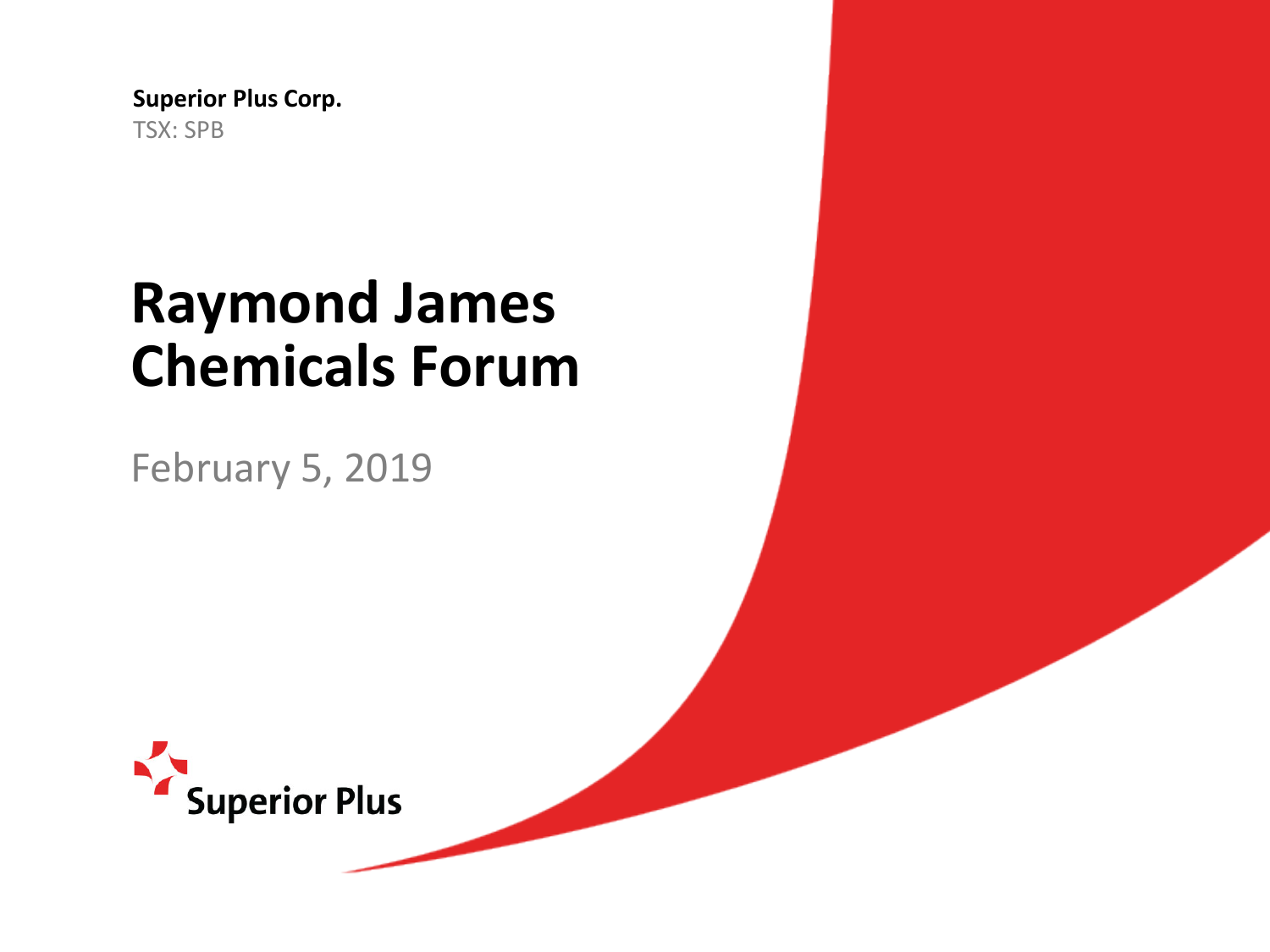**Superior Plus Corp.**
TSX: SPB

# Raymond James Chemicals Forum

February 5, 2019

Superior Plus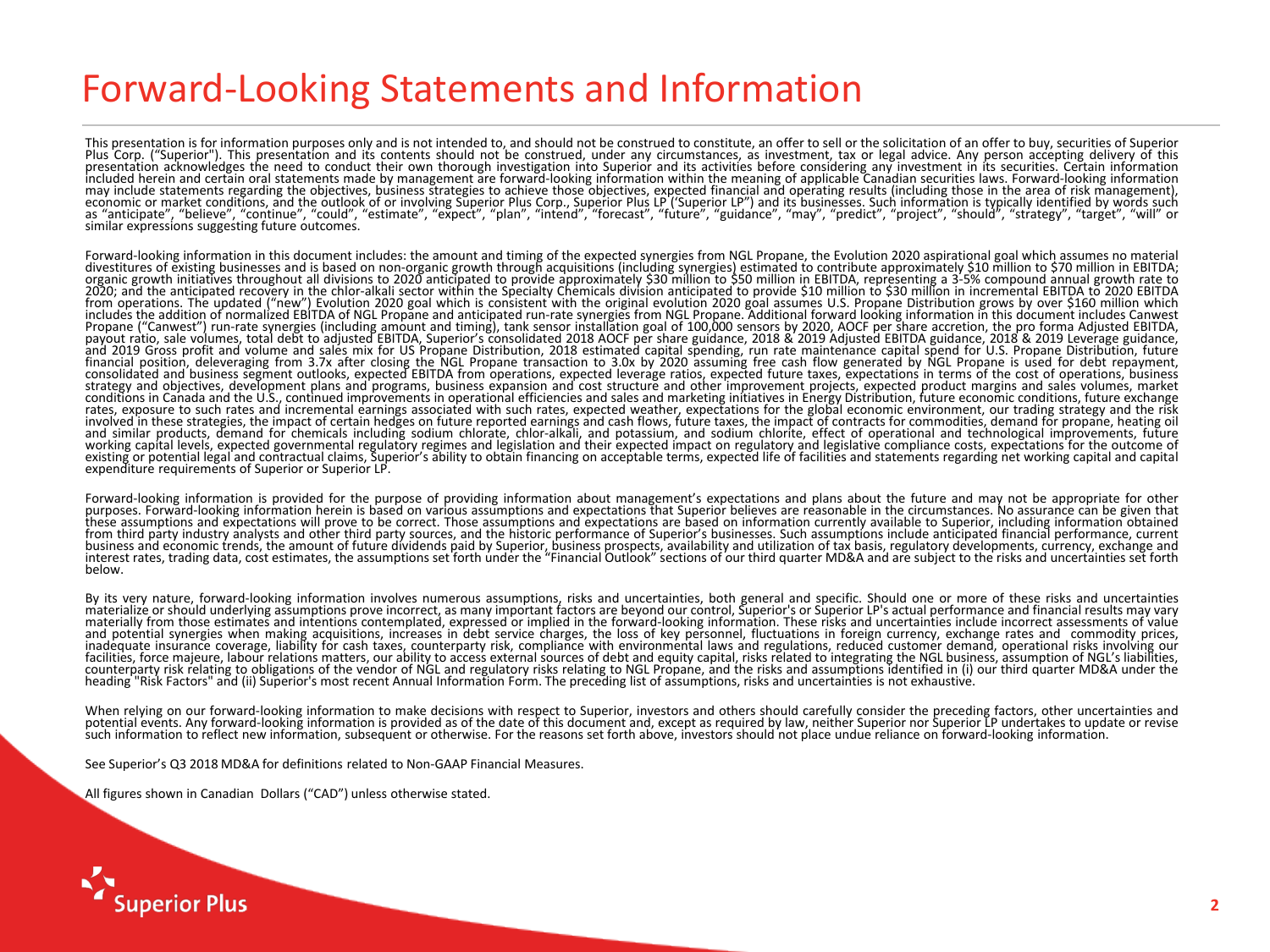# Forward-Looking Statements and Information

This presentation is for information purposes only and is not intended to, and should not be construed to constitute, an offer to sell or the solicitation of an offer to buy, securities of Superior Plus Corp. ("Superior"). This presentation and its contents should not be construed, under any circumstances, as investment, tax or legal advice. Any person accepting delivery of this presentation acknowledges the need to conduct their own thorough investigation into Superior and its activities before considering any investment in its securities. Certain information included herein and certain oral statements made by management are forward-looking information within the meaning of applicable Canadian securities laws. Forward-looking information may include statements regarding the objectives, business strategies to achieve those objectives, expected financial and operating results (including those in the area of risk management), economic or market conditions, and the outlook of or involving Superior Plus Corp., Superior Plus LP ('Superior LP") and its businesses. Such information is typically identified by words such as "anticipate", "believe", "continue", "could", "estimate", "expect", "plan", "intend", "forecast", "future", "guidance", "may", "predict", "project", "should", "strategy", "target", "will" or similar expressions suggesting future outcomes.

Forward-looking information in this document includes: the amount and timing of the expected synergies from NGL Propane, the Evolution 2020 aspirational goal which assumes no material divestitures of existing businesses and is based on non-organic growth through acquisitions (including synergies) estimated to contribute approximately $10 million to $70 million in EBITDA; organic growth initiatives throughout all divisions to 2020 anticipated to provide approximately $30 million to $50 million in EBITDA, representing a 3-5% compound annual growth rate to 2020; and the anticipated recovery in the chlor-alkali sector within the Specialty Chemicals division anticipated to provide $10 million to $30 million in incremental EBITDA to 2020 EBITDA from operations. The updated ("new") Evolution 2020 goal which is consistent with the original evolution 2020 goal assumes U.S. Propane Distribution grows by over $160 million which includes the addition of normalized EBITDA of NGL Propane and anticipated run-rate synergies from NGL Propane. Additional forward looking information in this document includes Canwest Propane ("Canwest") run-rate synergies (including amount and timing), tank sensor installation goal of 100,000 sensors by 2020, AOCF per share accretion, the pro forma Adjusted EBITDA, payout ratio, sale volumes, total debt to adjusted EBITDA, Superior's consolidated 2018 AOCF per share guidance, 2018 & 2019 Adjusted EBITDA guidance, 2018 & 2019 Leverage guidance, and 2019 Gross profit and volume and sales mix for US Propane Distribution, 2018 estimated capital spending, run rate maintenance capital spend for U.S. Propane Distribution, future financial position, deleveraging from 3.7x after closing the NGL Propane transaction to 3.0x by 2020 assuming free cash flow generated by NGL Propane is used for debt repayment, consolidated and business segment outlooks, expected EBITDA from operations, expected leverage ratios, expected future taxes, expectations in terms of the cost of operations, business strategy and objectives, development plans and programs, business expansion and cost structure and other improvement projects, expected product margins and sales volumes, market conditions in Canada and the U.S., continued improvements in operational efficiencies and sales and marketing initiatives in Energy Distribution, future economic conditions, future exchange rates, exposure to such rates and incremental earnings associated with such rates, expected weather, expectations for the global economic environment, our trading strategy and the risk involved in these strategies, the impact of certain hedges on future reported earnings and cash flows, future taxes, the impact of contracts for commodities, demand for propane, heating oil and similar products, demand for chemicals including sodium chlorate, chlor-alkali, and potassium, and sodium chlorite, effect of operational and technological improvements, future working capital levels, expected governmental regulatory regimes and legislation and their expected impact on regulatory and legislative compliance costs, expectations for the outcome of existing or potential legal and contractual claims, Superior's ability to obtain financing on acceptable terms, expected life of facilities and statements regarding net working capital and capital expenditure requirements of Superior or Superior LP.

Forward-looking information is provided for the purpose of providing information about management's expectations and plans about the future and may not be appropriate for other purposes. Forward-looking information herein is based on various assumptions and expectations that Superior believes are reasonable in the circumstances. No assurance can be given that these assumptions and expectations will prove to be correct. Those assumptions and expectations are based on information currently available to Superior, including information obtained from third party industry analysts and other third party sources, and the historic performance of Superior's businesses. Such assumptions include anticipated financial performance, current business and economic trends, the amount of future dividends paid by Superior, business prospects, availability and utilization of tax basis, regulatory developments, currency, exchange and interest rates, trading data, cost estimates, the assumptions set forth under the "Financial Outlook" sections of our third quarter MD&A and are subject to the risks and uncertainties set forth below.

By its very nature, forward-looking information involves numerous assumptions, risks and uncertainties, both general and specific. Should one or more of these risks and uncertainties materialize or should underlying assumptions prove incorrect, as many important factors are beyond our control, Superior's or Superior LP's actual performance and financial results may vary materially from those estimates and intentions contemplated, expressed or implied in the forward-looking information. These risks and uncertainties include incorrect assessments of value and potential synergies when making acquisitions, increases in debt service charges, the loss of key personnel, fluctuations in foreign currency, exchange rates and commodity prices, inadequate insurance coverage, liability for cash taxes, counterparty risk, compliance with environmental laws and regulations, reduced customer demand, operational risks involving our facilities, force majeure, labour relations matters, our ability to access external sources of debt and equity capital, risks related to integrating the NGL business, assumption of NGL's liabilities, counterparty risk relating to obligations of the vendor of NGL and regulatory risks relating to NGL Propane, and the risks and assumptions identified in (i) our third quarter MD&A under the heading "Risk Factors" and (ii) Superior's most recent Annual Information Form. The preceding list of assumptions, risks and uncertainties is not exhaustive.

When relying on our forward-looking information to make decisions with respect to Superior, investors and others should carefully consider the preceding factors, other uncertainties and potential events. Any forward-looking information is provided as of the date of this document and, except as required by law, neither Superior nor Superior LP undertakes to update or revise such information to reflect new information, subsequent or otherwise. For the reasons set forth above, investors should not place undue reliance on forward-looking information.

See Superior's Q3 2018 MD&A for definitions related to Non-GAAP Financial Measures.

All figures shown in Canadian Dollars ("CAD") unless otherwise stated.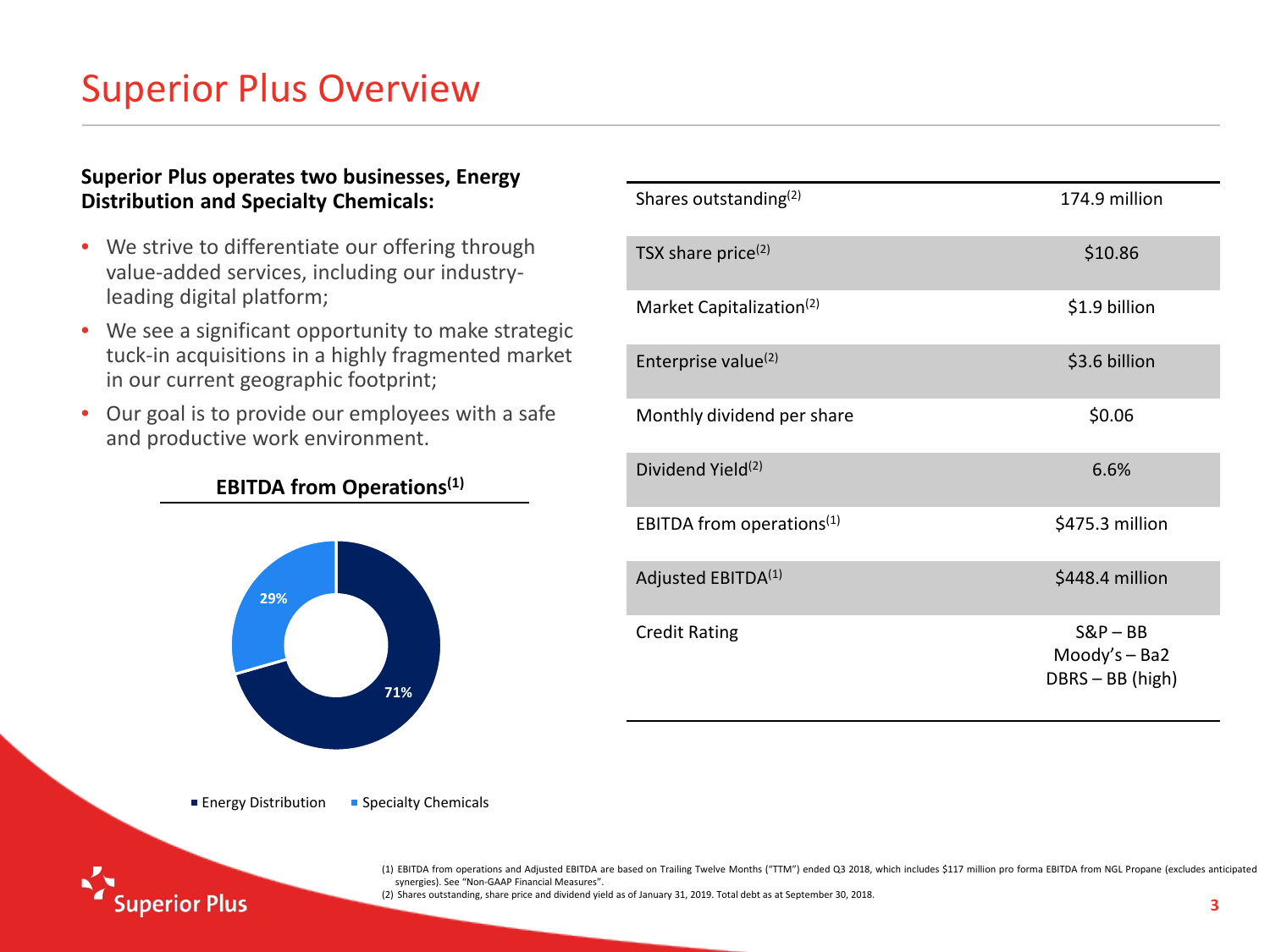# Superior Plus Overview

**Superior Plus operates two businesses, Energy Distribution and Specialty Chemicals:**

- We strive to differentiate our offering through value-added services, including our industry-leading digital platform;
- We see a significant opportunity to make strategic tuck-in acquisitions in a highly fragmented market in our current geographic footprint;
- Our goal is to provide our employees with a safe and productive work environment.

**EBITDA from Operations[(1)]**

- Energy Distribution: 71%
- Specialty Chemicals: 29%

| | |
|---|---|
| Shares outstanding[(2)] | 174.9 million |
| TSX share price[(2)] | $10.86 |
| Market Capitalization[(2)] | $1.9 billion |
| Enterprise value[(2)] | $3.6 billion |
| Monthly dividend per share | $0.06 |
| Dividend Yield[(2)] | 6.6% |
| EBITDA from operations[(1)] | $475.3 million |
| Adjusted EBITDA[(1)] | $448.4 million |
| Credit Rating | S&P – BB<br>Moody's – Ba2<br>DBRS – BB (high) |

(1) EBITDA from operations and Adjusted EBITDA are based on Trailing Twelve Months ("TTM") ended Q3 2018, which includes $117 million pro forma EBITDA from NGL Propane (excludes anticipated synergies). See "Non-GAAP Financial Measures".
(2) Shares outstanding, share price and dividend yield as of January 31, 2019. Total debt as at September 30, 2018.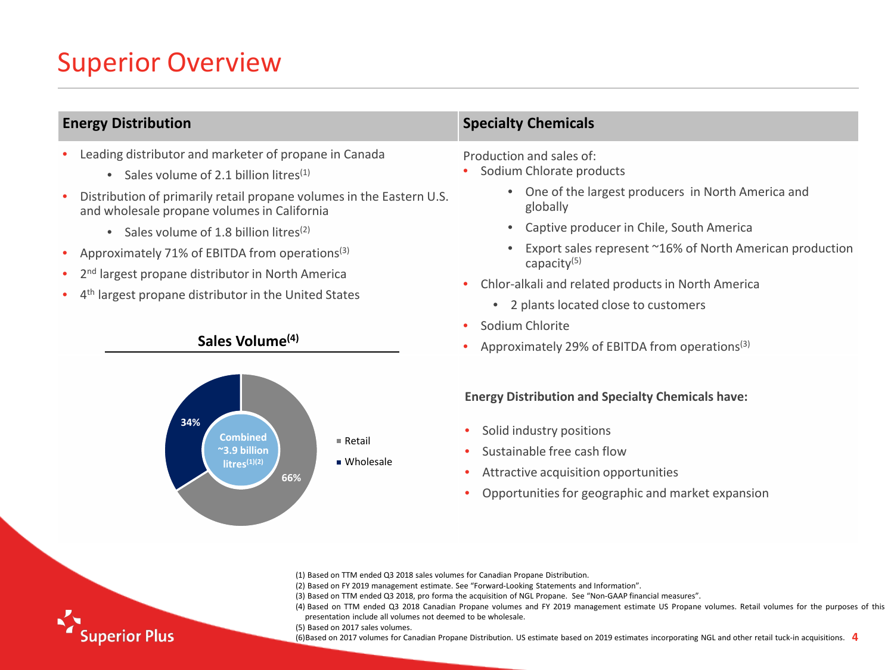# Superior Overview

## Energy Distribution

- Leading distributor and marketer of propane in Canada
  - Sales volume of 2.1 billion litres[1]
- Distribution of primarily retail propane volumes in the Eastern U.S. and wholesale propane volumes in California
  - Sales volume of 1.8 billion litres[2]
- Approximately 71% of EBITDA from operations[3]
- 2nd largest propane distributor in North America
- 4th largest propane distributor in the United States

**Sales Volume[4]**

Combined ~3.9 billion litres[1][2]

- Retail: 66%
- Wholesale: 34%

## Specialty Chemicals

Production and sales of:

- Sodium Chlorate products
  - One of the largest producers in North America and globally
  - Captive producer in Chile, South America
  - Export sales represent ~16% of North American production capacity[5]
- Chlor-alkali and related products in North America
  - 2 plants located close to customers
- Sodium Chlorite
- Approximately 29% of EBITDA from operations[3]

**Energy Distribution and Specialty Chemicals have:**

- Solid industry positions
- Sustainable free cash flow
- Attractive acquisition opportunities
- Opportunities for geographic and market expansion

(1) Based on TTM ended Q3 2018 sales volumes for Canadian Propane Distribution.
(2) Based on FY 2019 management estimate. See "Forward-Looking Statements and Information".
(3) Based on TTM ended Q3 2018, pro forma the acquisition of NGL Propane. See "Non-GAAP financial measures".
(4) Based on TTM ended Q3 2018 Canadian Propane volumes and FY 2019 management estimate US Propane volumes. Retail volumes for the purposes of this presentation include all volumes not deemed to be wholesale.
(5) Based on 2017 sales volumes.
(6)Based on 2017 volumes for Canadian Propane Distribution. US estimate based on 2019 estimates incorporating NGL and other retail tuck-in acquisitions.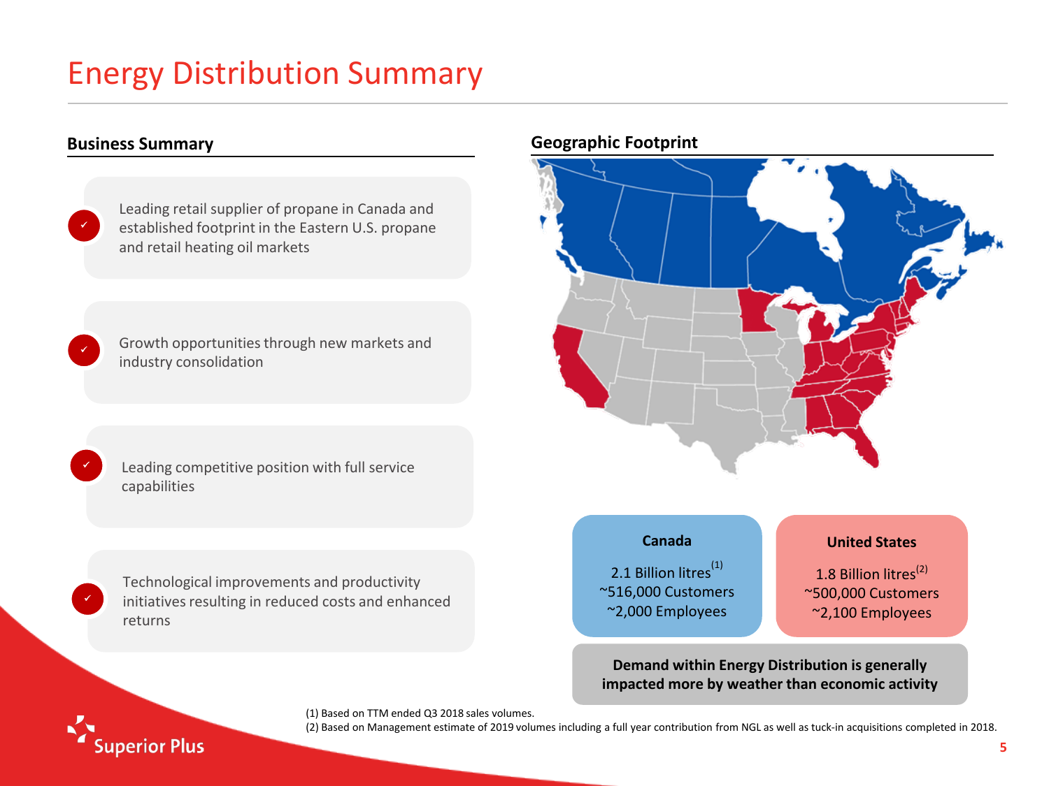# Energy Distribution Summary

## Business Summary

- Leading retail supplier of propane in Canada and established footprint in the Eastern U.S. propane and retail heating oil markets
- Growth opportunities through new markets and industry consolidation
- Leading competitive position with full service capabilities
- Technological improvements and productivity initiatives resulting in reduced costs and enhanced returns

## Geographic Footprint

**Canada**

2.1 Billion litres[1]
~516,000 Customers
~2,000 Employees

**United States**

1.8 Billion litres[2]
~500,000 Customers
~2,100 Employees

**Demand within Energy Distribution is generally impacted more by weather than economic activity**

(1) Based on TTM ended Q3 2018 sales volumes.
(2) Based on Management estimate of 2019 volumes including a full year contribution from NGL as well as tuck-in acquisitions completed in 2018.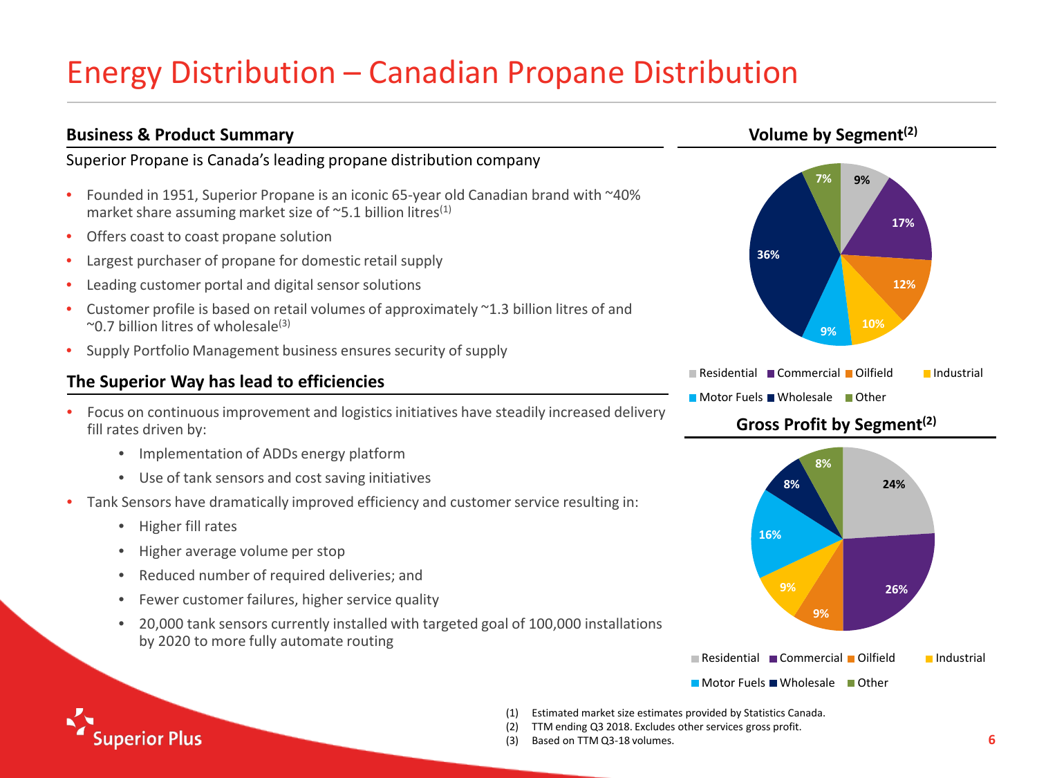# Energy Distribution – Canadian Propane Distribution

## Business & Product Summary

Superior Propane is Canada's leading propane distribution company

- Founded in 1951, Superior Propane is an iconic 65-year old Canadian brand with ~40% market share assuming market size of ~5.1 billion litres[1]
- Offers coast to coast propane solution
- Largest purchaser of propane for domestic retail supply
- Leading customer portal and digital sensor solutions
- Customer profile is based on retail volumes of approximately ~1.3 billion litres of and ~0.7 billion litres of wholesale[3]
- Supply Portfolio Management business ensures security of supply

## The Superior Way has lead to efficiencies

- Focus on continuous improvement and logistics initiatives have steadily increased delivery fill rates driven by:
  - Implementation of ADDs energy platform
  - Use of tank sensors and cost saving initiatives
- Tank Sensors have dramatically improved efficiency and customer service resulting in:
  - Higher fill rates
  - Higher average volume per stop
  - Reduced number of required deliveries; and
  - Fewer customer failures, higher service quality
  - 20,000 tank sensors currently installed with targeted goal of 100,000 installations by 2020 to more fully automate routing

## Volume by Segment[2]

| Segment | Share |
|---|---|
| Residential | 9% |
| Commercial | 17% |
| Oilfield | 12% |
| Industrial | 10% |
| Motor Fuels | 9% |
| Wholesale | 36% |
| Other | 7% |

## Gross Profit by Segment[2]

| Segment | Share |
|---|---|
| Residential | 24% |
| Commercial | 26% |
| Oilfield | 9% |
| Industrial | 9% |
| Motor Fuels | 16% |
| Wholesale | 8% |
| Other | 8% |

(1) Estimated market size estimates provided by Statistics Canada.
(2) TTM ending Q3 2018. Excludes other services gross profit.
(3) Based on TTM Q3-18 volumes.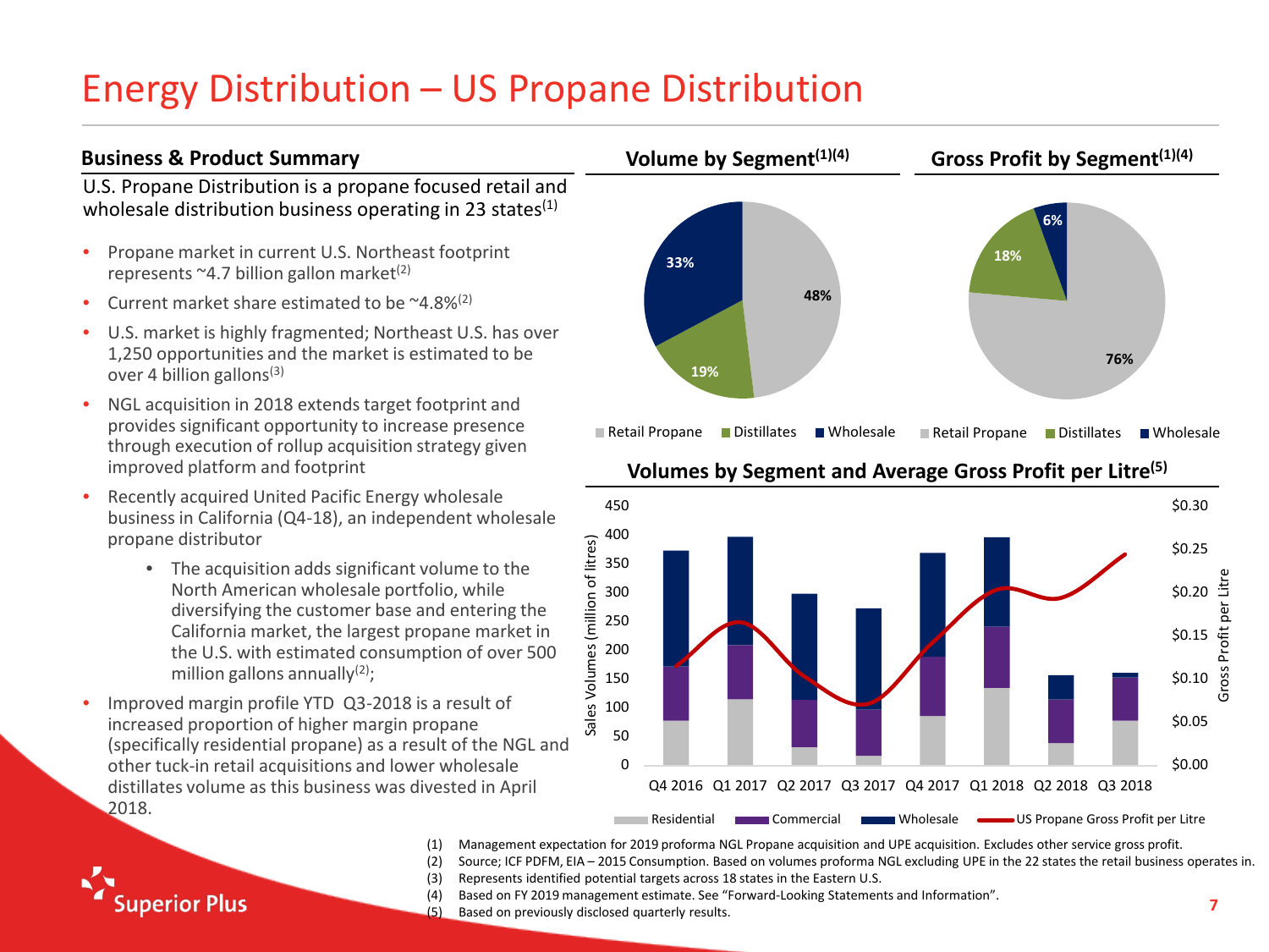# Energy Distribution – US Propane Distribution

## Business & Product Summary

U.S. Propane Distribution is a propane focused retail and wholesale distribution business operating in 23 states[(1)]

- Propane market in current U.S. Northeast footprint represents ~4.7 billion gallon market[(2)]
- Current market share estimated to be ~4.8%[(2)]
- U.S. market is highly fragmented; Northeast U.S. has over 1,250 opportunities and the market is estimated to be over 4 billion gallons[(3)]
- NGL acquisition in 2018 extends target footprint and provides significant opportunity to increase presence through execution of rollup acquisition strategy given improved platform and footprint
- Recently acquired United Pacific Energy wholesale business in California (Q4-18), an independent wholesale propane distributor
  - The acquisition adds significant volume to the North American wholesale portfolio, while diversifying the customer base and entering the California market, the largest propane market in the U.S. with estimated consumption of over 500 million gallons annually[(2)];
- Improved margin profile YTD Q3-2018 is a result of increased proportion of higher margin propane (specifically residential propane) as a result of the NGL and other tuck-in retail acquisitions and lower wholesale distillates volume as this business was divested in April 2018.

## Volume by Segment[(1)(4)]

| Segment | Share |
|---|---|
| Retail Propane | 48% |
| Distillates | 19% |
| Wholesale | 33% |

## Gross Profit by Segment[(1)(4)]

| Segment | Share |
|---|---|
| Retail Propane | 76% |
| Distillates | 18% |
| Wholesale | 6% |

## Volumes by Segment and Average Gross Profit per Litre[(5)]

Sales Volumes (million of litres): Residential, Commercial, Wholesale; Gross Profit per Litre: US Propane Gross Profit per Litre

Quarters: Q4 2016, Q1 2017, Q2 2017, Q3 2017, Q4 2017, Q1 2018, Q2 2018, Q3 2018

(1) Management expectation for 2019 proforma NGL Propane acquisition and UPE acquisition. Excludes other service gross profit.
(2) Source; ICF PDFM, EIA – 2015 Consumption. Based on volumes proforma NGL excluding UPE in the 22 states the retail business operates in.
(3) Represents identified potential targets across 18 states in the Eastern U.S.
(4) Based on FY 2019 management estimate. See "Forward-Looking Statements and Information".
(5) Based on previously disclosed quarterly results.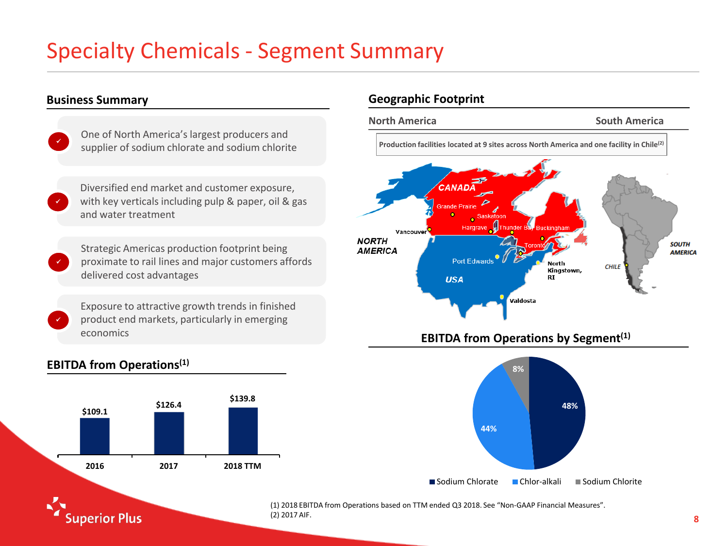# Specialty Chemicals - Segment Summary

## Business Summary

- One of North America's largest producers and supplier of sodium chlorate and sodium chlorite
- Diversified end market and customer exposure, with key verticals including pulp & paper, oil & gas and water treatment
- Strategic Americas production footprint being proximate to rail lines and major customers affords delivered cost advantages
- Exposure to attractive growth trends in finished product end markets, particularly in emerging economics

## Geographic Footprint

| North America | South America |
|---|---|

Production facilities located at 9 sites across North America and one facility in Chile[(2)]

North America sites: Grande Prairie, Saskatoon, Hargrave, Thunder Bay, Buckingham, Vancouver, Toronto, Port Edwards, North Kingstown, RI, Valdosta

South America site: Chile

## EBITDA from Operations[(1)]

| | 2016 | 2017 | 2018 TTM |
|---|---|---|---|
| EBITDA from Operations | $109.1 | $126.4 | $139.8 |

## EBITDA from Operations by Segment[(1)]

| Segment | Share |
|---|---|
| Sodium Chlorate | 48% |
| Chlor-alkali | 44% |
| Sodium Chlorite | 8% |

(1) 2018 EBITDA from Operations based on TTM ended Q3 2018. See "Non-GAAP Financial Measures".
(2) 2017 AIF.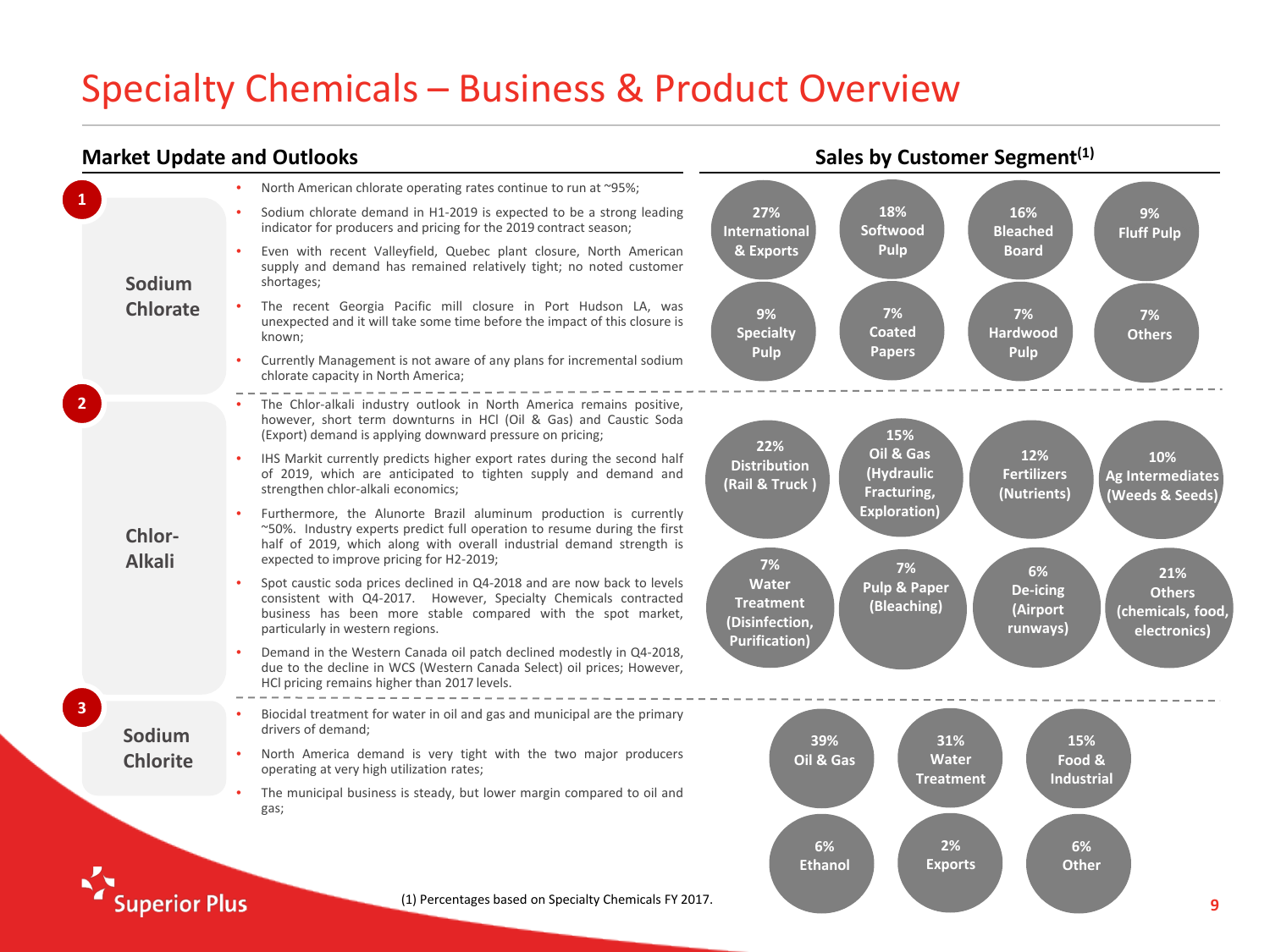# Specialty Chemicals – Business & Product Overview

## Market Update and Outlooks

### 1 Sodium Chlorate

- North American chlorate operating rates continue to run at ~95%;
- Sodium chlorate demand in H1-2019 is expected to be a strong leading indicator for producers and pricing for the 2019 contract season;
- Even with recent Valleyfield, Quebec plant closure, North American supply and demand has remained relatively tight; no noted customer shortages;
- The recent Georgia Pacific mill closure in Port Hudson LA, was unexpected and it will take some time before the impact of this closure is known;
- Currently Management is not aware of any plans for incremental sodium chlorate capacity in North America;

### 2 Chlor-Alkali

- The Chlor-alkali industry outlook in North America remains positive, however, short term downturns in HCl (Oil & Gas) and Caustic Soda (Export) demand is applying downward pressure on pricing;
- IHS Markit currently predicts higher export rates during the second half of 2019, which are anticipated to tighten supply and demand and strengthen chlor-alkali economics;
- Furthermore, the Alunorte Brazil aluminum production is currently ~50%. Industry experts predict full operation to resume during the first half of 2019, which along with overall industrial demand strength is expected to improve pricing for H2-2019;
- Spot caustic soda prices declined in Q4-2018 and are now back to levels consistent with Q4-2017. However, Specialty Chemicals contracted business has been more stable compared with the spot market, particularly in western regions.
- Demand in the Western Canada oil patch declined modestly in Q4-2018, due to the decline in WCS (Western Canada Select) oil prices; However, HCl pricing remains higher than 2017 levels.

### 3 Sodium Chlorite

- Biocidal treatment for water in oil and gas and municipal are the primary drivers of demand;
- North America demand is very tight with the two major producers operating at very high utilization rates;
- The municipal business is steady, but lower margin compared to oil and gas;

## Sales by Customer Segment[1]

**Sodium Chlorate**

- 27% International & Exports
- 18% Softwood Pulp
- 16% Bleached Board
- 9% Fluff Pulp
- 9% Specialty Pulp
- 7% Coated Papers
- 7% Hardwood Pulp
- 7% Others

**Chlor-Alkali**

- 22% Distribution (Rail & Truck )
- 15% Oil & Gas (Hydraulic Fracturing, Exploration)
- 12% Fertilizers (Nutrients)
- 10% Ag Intermediates (Weeds & Seeds)
- 7% Water Treatment (Disinfection, Purification)
- 7% Pulp & Paper (Bleaching)
- 6% De-icing (Airport runways)
- 21% Others (chemicals, food, electronics)

**Sodium Chlorite**

- 39% Oil & Gas
- 31% Water Treatment
- 15% Food & Industrial
- 6% Ethanol
- 2% Exports
- 6% Other

(1) Percentages based on Specialty Chemicals FY 2017.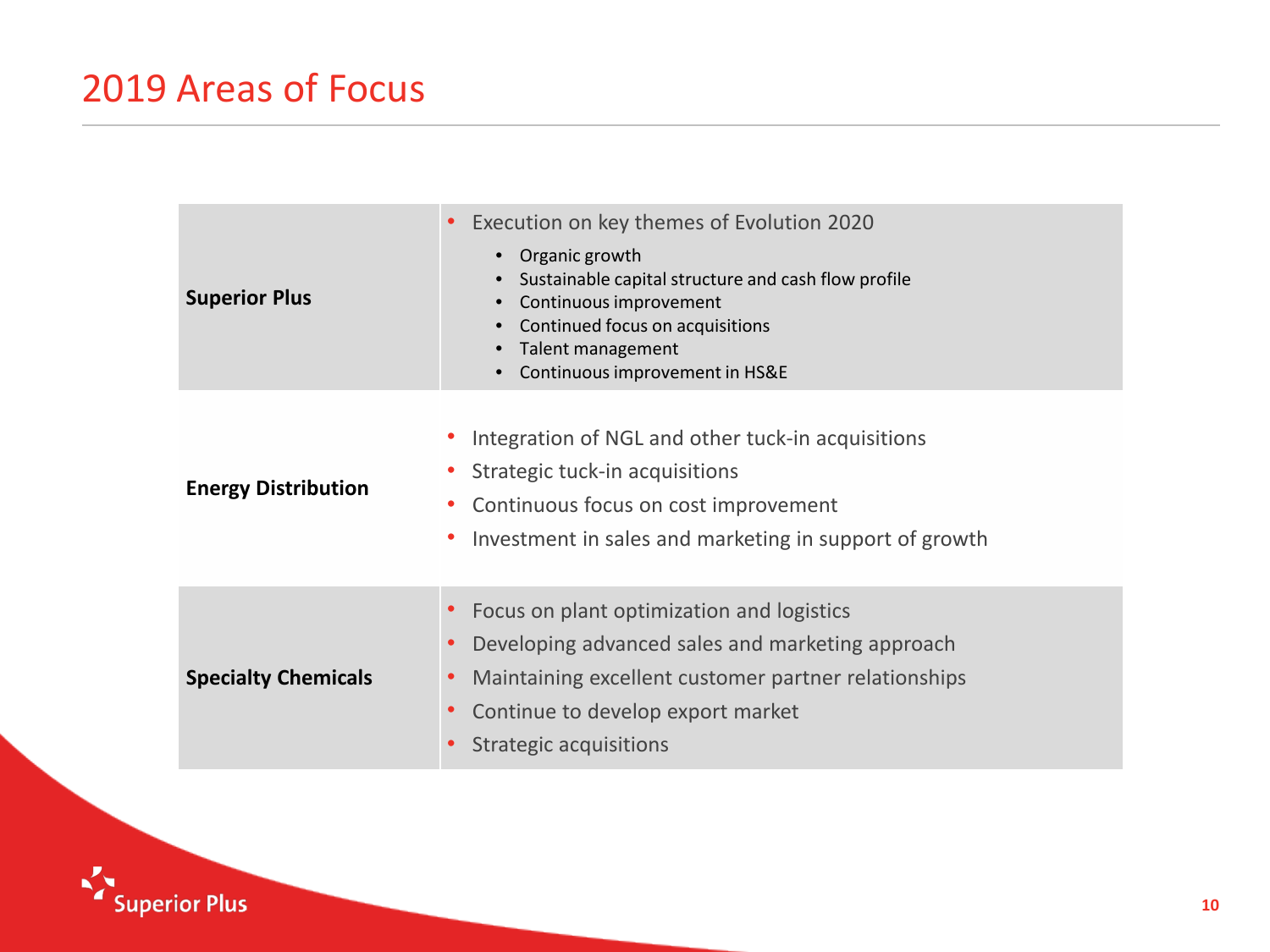# 2019 Areas of Focus

| | |
|---|---|
| **Superior Plus** | • Execution on key themes of Evolution 2020<br>  • Organic growth<br>  • Sustainable capital structure and cash flow profile<br>  • Continuous improvement<br>  • Continued focus on acquisitions<br>  • Talent management<br>  • Continuous improvement in HS&E |
| **Energy Distribution** | • Integration of NGL and other tuck-in acquisitions<br>• Strategic tuck-in acquisitions<br>• Continuous focus on cost improvement<br>• Investment in sales and marketing in support of growth |
| **Specialty Chemicals** | • Focus on plant optimization and logistics<br>• Developing advanced sales and marketing approach<br>• Maintaining excellent customer partner relationships<br>• Continue to develop export market<br>• Strategic acquisitions |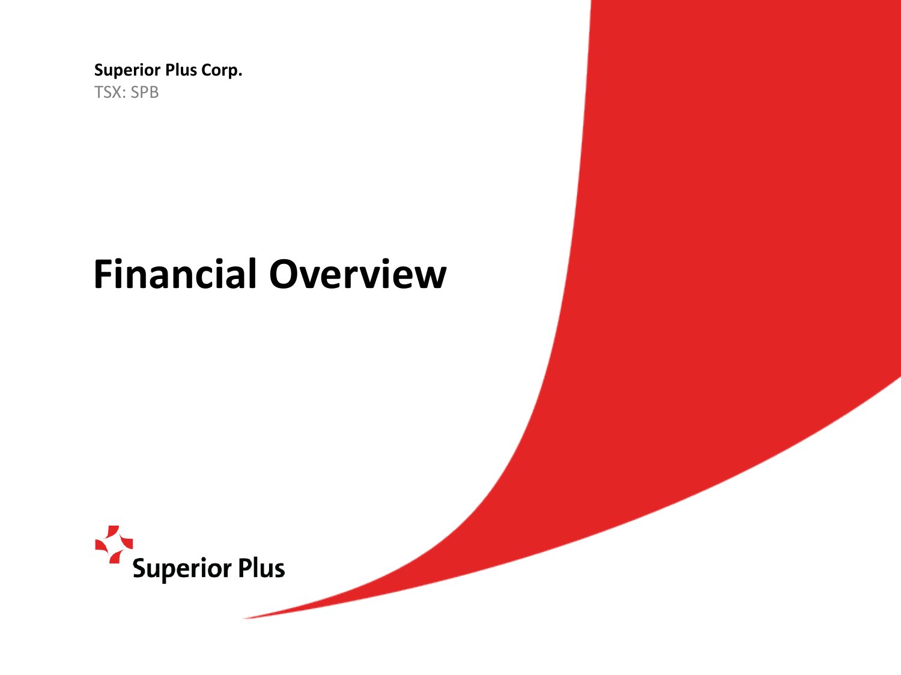**Superior Plus Corp.**
TSX: SPB

# Financial Overview

Superior Plus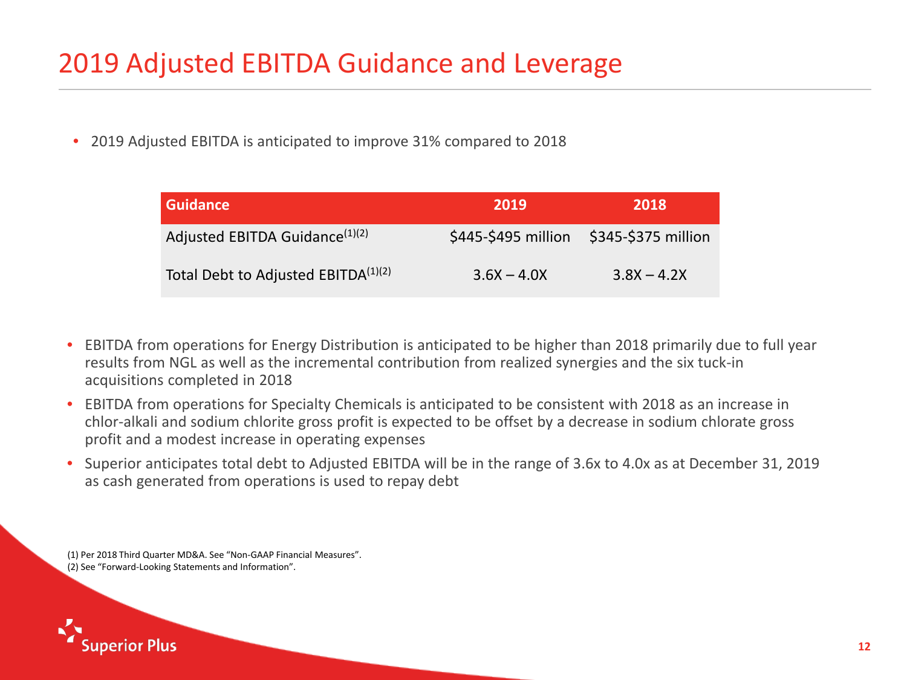# 2019 Adjusted EBITDA Guidance and Leverage

- 2019 Adjusted EBITDA is anticipated to improve 31% compared to 2018

| Guidance | 2019 | 2018 |
|---|---|---|
| Adjusted EBITDA Guidance[(1)(2)] | $445-$495 million | $345-$375 million |
| Total Debt to Adjusted EBITDA[(1)(2)] | 3.6X – 4.0X | 3.8X – 4.2X |

- EBITDA from operations for Energy Distribution is anticipated to be higher than 2018 primarily due to full year results from NGL as well as the incremental contribution from realized synergies and the six tuck-in acquisitions completed in 2018
- EBITDA from operations for Specialty Chemicals is anticipated to be consistent with 2018 as an increase in chlor-alkali and sodium chlorite gross profit is expected to be offset by a decrease in sodium chlorate gross profit and a modest increase in operating expenses
- Superior anticipates total debt to Adjusted EBITDA will be in the range of 3.6x to 4.0x as at December 31, 2019 as cash generated from operations is used to repay debt

(1) Per 2018 Third Quarter MD&A. See "Non-GAAP Financial Measures".
(2) See "Forward-Looking Statements and Information".

Superior Plus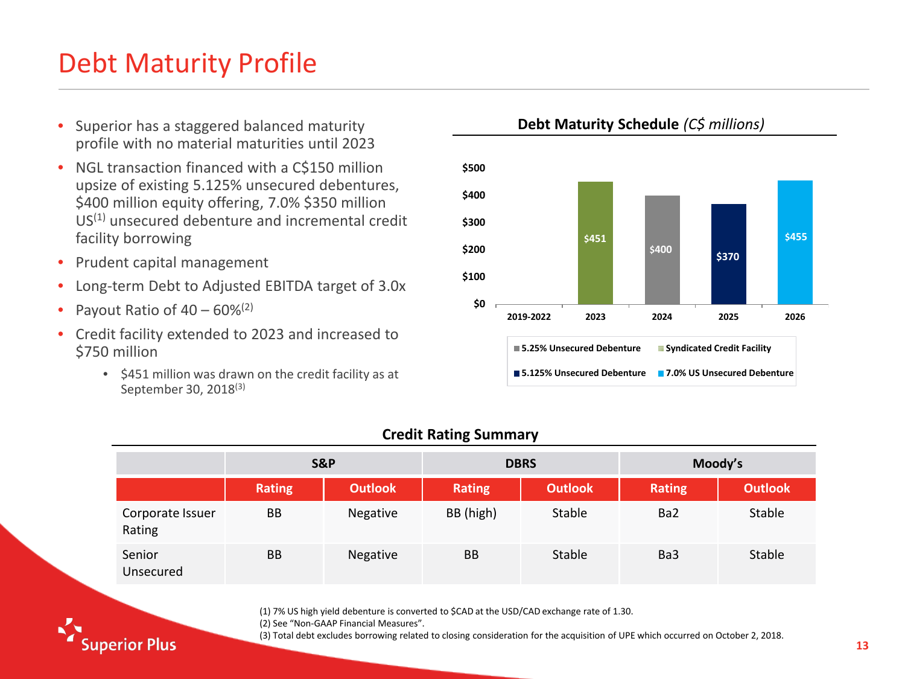# Debt Maturity Profile

- Superior has a staggered balanced maturity profile with no material maturities until 2023
- NGL transaction financed with a C$150 million upsize of existing 5.125% unsecured debentures, $400 million equity offering, 7.0% $350 million US[1] unsecured debenture and incremental credit facility borrowing
- Prudent capital management
- Long-term Debt to Adjusted EBITDA target of 3.0x
- Payout Ratio of 40 – 60%[2]
- Credit facility extended to 2023 and increased to $750 million
  - $451 million was drawn on the credit facility as at September 30, 2018[3]

**Debt Maturity Schedule** *(C$ millions)*

| Year | Amount | Instrument |
|---|---|---|
| 2019-2022 | – | |
| 2023 | $451 | Syndicated Credit Facility |
| 2024 | $400 | 5.25% Unsecured Debenture |
| 2025 | $370 | 5.125% Unsecured Debenture |
| 2026 | $455 | 7.0% US Unsecured Debenture |

**Credit Rating Summary**

| | S&P | | DBRS | | Moody's | |
|---|---|---|---|---|---|---|
| | Rating | Outlook | Rating | Outlook | Rating | Outlook |
| Corporate Issuer Rating | BB | Negative | BB (high) | Stable | Ba2 | Stable |
| Senior Unsecured | BB | Negative | BB | Stable | Ba3 | Stable |

(1) 7% US high yield debenture is converted to $CAD at the USD/CAD exchange rate of 1.30.
(2) See "Non-GAAP Financial Measures".
(3) Total debt excludes borrowing related to closing consideration for the acquisition of UPE which occurred on October 2, 2018.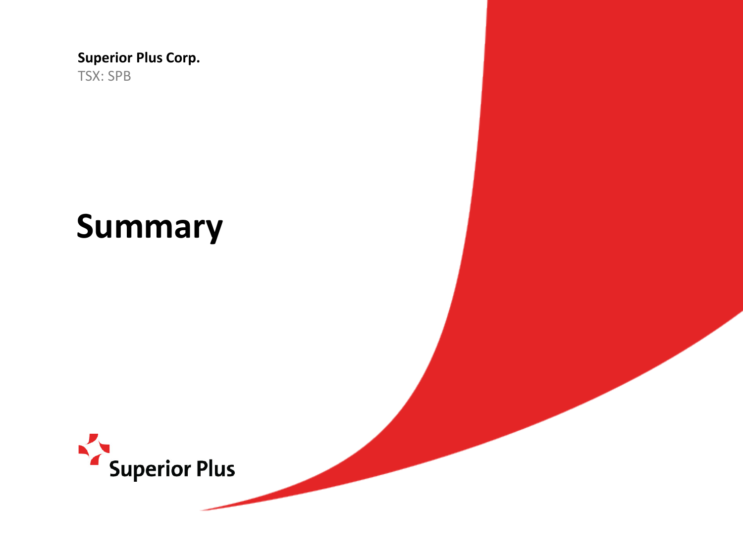**Superior Plus Corp.**
TSX: SPB

# Summary

Superior Plus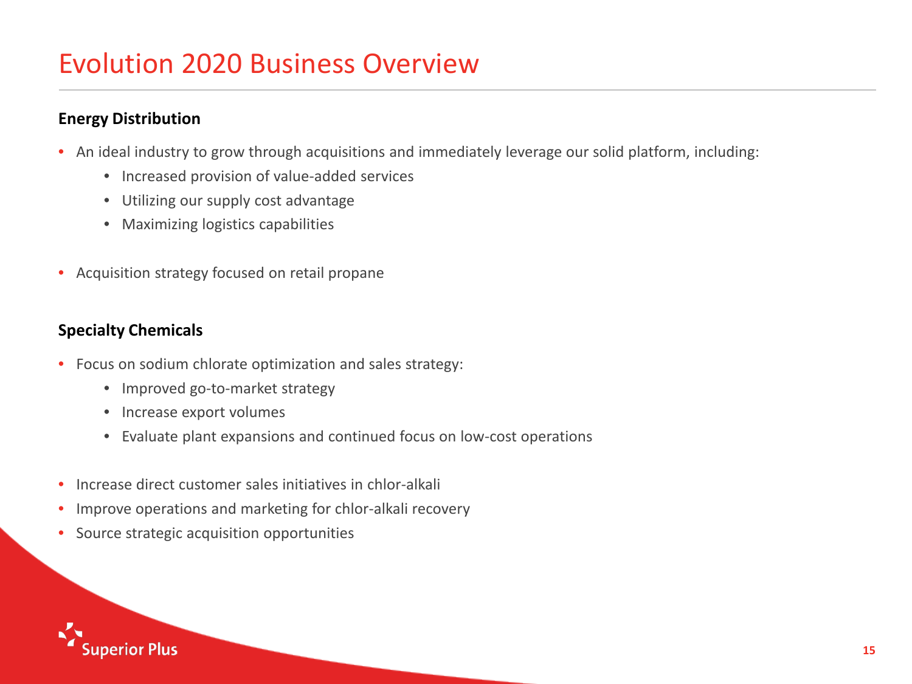# Evolution 2020 Business Overview

**Energy Distribution**

- An ideal industry to grow through acquisitions and immediately leverage our solid platform, including:
  - Increased provision of value-added services
  - Utilizing our supply cost advantage
  - Maximizing logistics capabilities
- Acquisition strategy focused on retail propane

**Specialty Chemicals**

- Focus on sodium chlorate optimization and sales strategy:
  - Improved go-to-market strategy
  - Increase export volumes
  - Evaluate plant expansions and continued focus on low-cost operations
- Increase direct customer sales initiatives in chlor-alkali
- Improve operations and marketing for chlor-alkali recovery
- Source strategic acquisition opportunities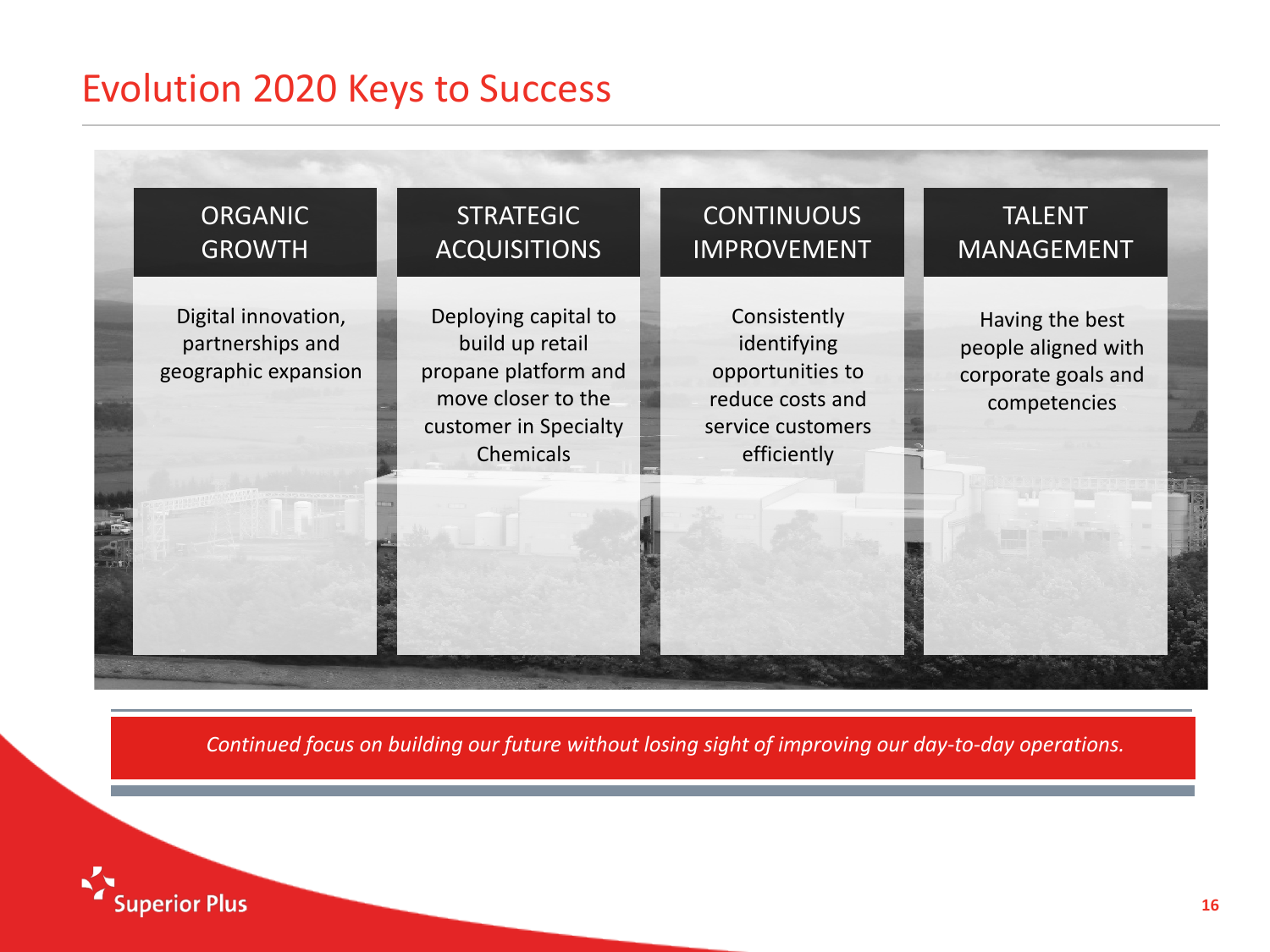# Evolution 2020 Keys to Success

| ORGANIC GROWTH | STRATEGIC ACQUISITIONS | CONTINUOUS IMPROVEMENT | TALENT MANAGEMENT |
| --- | --- | --- | --- |
| Digital innovation, partnerships and geographic expansion | Deploying capital to build up retail propane platform and move closer to the customer in Specialty Chemicals | Consistently identifying opportunities to reduce costs and service customers efficiently | Having the best people aligned with corporate goals and competencies |

*Continued focus on building our future without losing sight of improving our day-to-day operations.*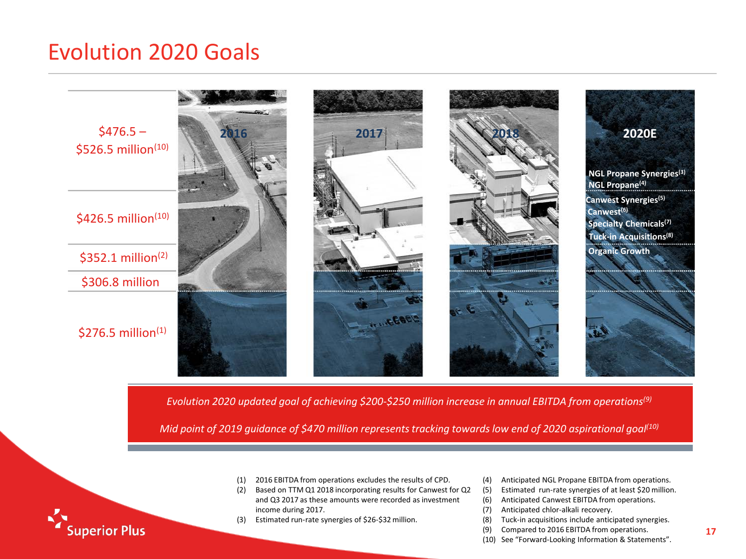# Evolution 2020 Goals

| | 2016 | 2017 | 2018 | 2020E |
|---|---|---|---|---|
| $476.5 – $526.5 million[10] | | | | NGL Propane Synergies[3]<br>NGL Propane[4] |
| $426.5 million[10] | | | | Canwest Synergies[5]<br>Canwest[6]<br>Specialty Chemicals[7]<br>Tuck-in Acquisitions[8] |
| $352.1 million[2] | | | | Organic Growth |
| $306.8 million | | | | |
| $276.5 million[1] | | | | |

*Evolution 2020 updated goal of achieving $200-$250 million increase in annual EBITDA from operations[9]*

*Mid point of 2019 guidance of $470 million represents tracking towards low end of 2020 aspirational goal[10]*

(1) 2016 EBITDA from operations excludes the results of CPD.
(2) Based on TTM Q1 2018 incorporating results for Canwest for Q2 and Q3 2017 as these amounts were recorded as investment income during 2017.
(3) Estimated run-rate synergies of $26-$32 million.
(4) Anticipated NGL Propane EBITDA from operations.
(5) Estimated run-rate synergies of at least $20 million.
(6) Anticipated Canwest EBITDA from operations.
(7) Anticipated chlor-alkali recovery.
(8) Tuck-in acquisitions include anticipated synergies.
(9) Compared to 2016 EBITDA from operations.
(10) See "Forward-Looking Information & Statements".

Superior Plus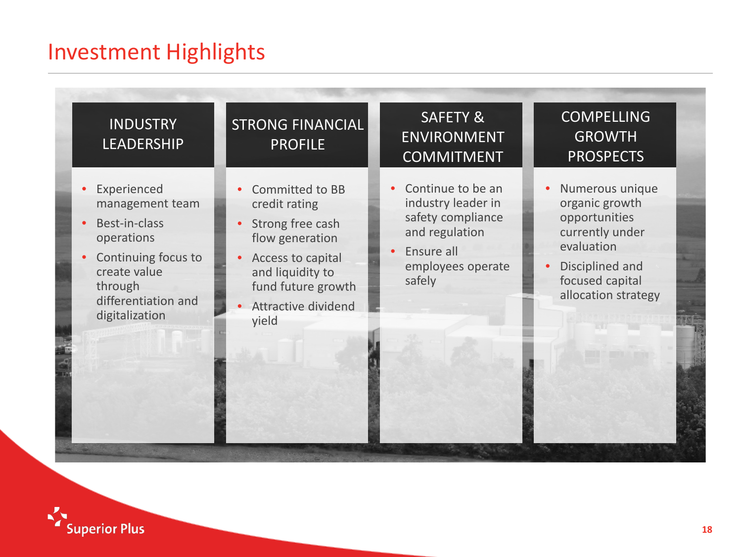# Investment Highlights

## INDUSTRY LEADERSHIP

- Experienced management team
- Best-in-class operations
- Continuing focus to create value through differentiation and digitalization

## STRONG FINANCIAL PROFILE

- Committed to BB credit rating
- Strong free cash flow generation
- Access to capital and liquidity to fund future growth
- Attractive dividend yield

## SAFETY & ENVIRONMENT COMMITMENT

- Continue to be an industry leader in safety compliance and regulation
- Ensure all employees operate safely

## COMPELLING GROWTH PROSPECTS

- Numerous unique organic growth opportunities currently under evaluation
- Disciplined and focused capital allocation strategy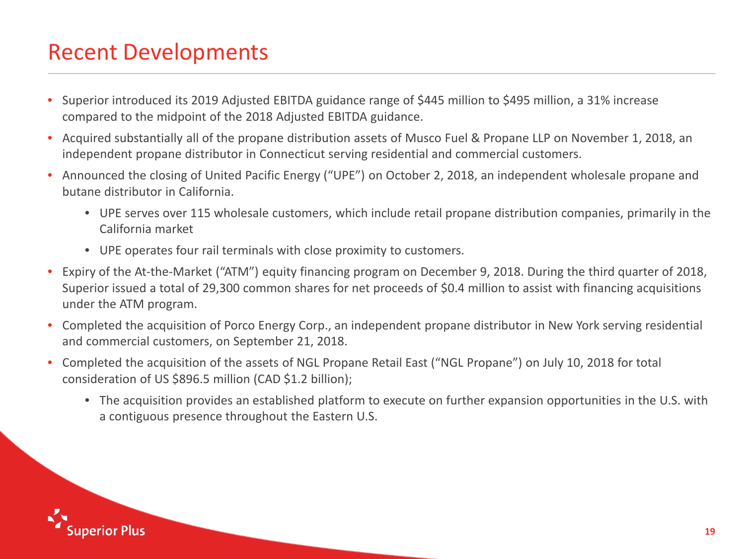# Recent Developments

- Superior introduced its 2019 Adjusted EBITDA guidance range of $445 million to $495 million, a 31% increase compared to the midpoint of the 2018 Adjusted EBITDA guidance.
- Acquired substantially all of the propane distribution assets of Musco Fuel & Propane LLP on November 1, 2018, an independent propane distributor in Connecticut serving residential and commercial customers.
- Announced the closing of United Pacific Energy ("UPE") on October 2, 2018, an independent wholesale propane and butane distributor in California.
  - UPE serves over 115 wholesale customers, which include retail propane distribution companies, primarily in the California market
  - UPE operates four rail terminals with close proximity to customers.
- Expiry of the At-the-Market ("ATM") equity financing program on December 9, 2018. During the third quarter of 2018, Superior issued a total of 29,300 common shares for net proceeds of $0.4 million to assist with financing acquisitions under the ATM program.
- Completed the acquisition of Porco Energy Corp., an independent propane distributor in New York serving residential and commercial customers, on September 21, 2018.
- Completed the acquisition of the assets of NGL Propane Retail East ("NGL Propane") on July 10, 2018 for total consideration of US $896.5 million (CAD $1.2 billion);
  - The acquisition provides an established platform to execute on further expansion opportunities in the U.S. with a contiguous presence throughout the Eastern U.S.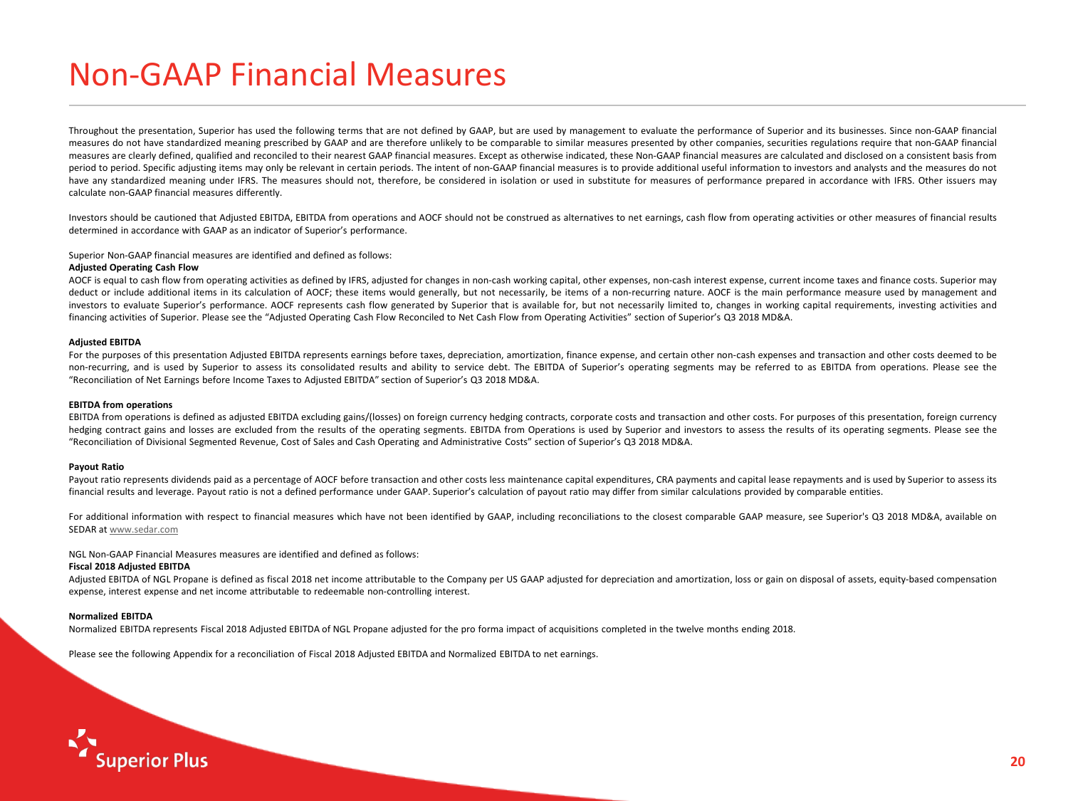# Non-GAAP Financial Measures

Throughout the presentation, Superior has used the following terms that are not defined by GAAP, but are used by management to evaluate the performance of Superior and its businesses. Since non-GAAP financial measures do not have standardized meaning prescribed by GAAP and are therefore unlikely to be comparable to similar measures presented by other companies, securities regulations require that non-GAAP financial measures are clearly defined, qualified and reconciled to their nearest GAAP financial measures. Except as otherwise indicated, these Non-GAAP financial measures are calculated and disclosed on a consistent basis from period to period. Specific adjusting items may only be relevant in certain periods. The intent of non-GAAP financial measures is to provide additional useful information to investors and analysts and the measures do not have any standardized meaning under IFRS. The measures should not, therefore, be considered in isolation or used in substitute for measures of performance prepared in accordance with IFRS. Other issuers may calculate non-GAAP financial measures differently.

Investors should be cautioned that Adjusted EBITDA, EBITDA from operations and AOCF should not be construed as alternatives to net earnings, cash flow from operating activities or other measures of financial results determined in accordance with GAAP as an indicator of Superior's performance.

Superior Non-GAAP financial measures are identified and defined as follows:

**Adjusted Operating Cash Flow**

AOCF is equal to cash flow from operating activities as defined by IFRS, adjusted for changes in non-cash working capital, other expenses, non-cash interest expense, current income taxes and finance costs. Superior may deduct or include additional items in its calculation of AOCF; these items would generally, but not necessarily, be items of a non-recurring nature. AOCF is the main performance measure used by management and investors to evaluate Superior's performance. AOCF represents cash flow generated by Superior that is available for, but not necessarily limited to, changes in working capital requirements, investing activities and financing activities of Superior. Please see the "Adjusted Operating Cash Flow Reconciled to Net Cash Flow from Operating Activities" section of Superior's Q3 2018 MD&A.

**Adjusted EBITDA**

For the purposes of this presentation Adjusted EBITDA represents earnings before taxes, depreciation, amortization, finance expense, and certain other non-cash expenses and transaction and other costs deemed to be non-recurring, and is used by Superior to assess its consolidated results and ability to service debt. The EBITDA of Superior's operating segments may be referred to as EBITDA from operations. Please see the "Reconciliation of Net Earnings before Income Taxes to Adjusted EBITDA" section of Superior's Q3 2018 MD&A.

**EBITDA from operations**

EBITDA from operations is defined as adjusted EBITDA excluding gains/(losses) on foreign currency hedging contracts, corporate costs and transaction and other costs. For purposes of this presentation, foreign currency hedging contract gains and losses are excluded from the results of the operating segments. EBITDA from Operations is used by Superior and investors to assess the results of its operating segments. Please see the "Reconciliation of Divisional Segmented Revenue, Cost of Sales and Cash Operating and Administrative Costs" section of Superior's Q3 2018 MD&A.

**Payout Ratio**

Payout ratio represents dividends paid as a percentage of AOCF before transaction and other costs less maintenance capital expenditures, CRA payments and capital lease repayments and is used by Superior to assess its financial results and leverage. Payout ratio is not a defined performance under GAAP. Superior's calculation of payout ratio may differ from similar calculations provided by comparable entities.

For additional information with respect to financial measures which have not been identified by GAAP, including reconciliations to the closest comparable GAAP measure, see Superior's Q3 2018 MD&A, available on SEDAR at www.sedar.com

NGL Non-GAAP Financial Measures measures are identified and defined as follows:

**Fiscal 2018 Adjusted EBITDA**

Adjusted EBITDA of NGL Propane is defined as fiscal 2018 net income attributable to the Company per US GAAP adjusted for depreciation and amortization, loss or gain on disposal of assets, equity-based compensation expense, interest expense and net income attributable to redeemable non-controlling interest.

**Normalized EBITDA**

Normalized EBITDA represents Fiscal 2018 Adjusted EBITDA of NGL Propane adjusted for the pro forma impact of acquisitions completed in the twelve months ending 2018.

Please see the following Appendix for a reconciliation of Fiscal 2018 Adjusted EBITDA and Normalized EBITDA to net earnings.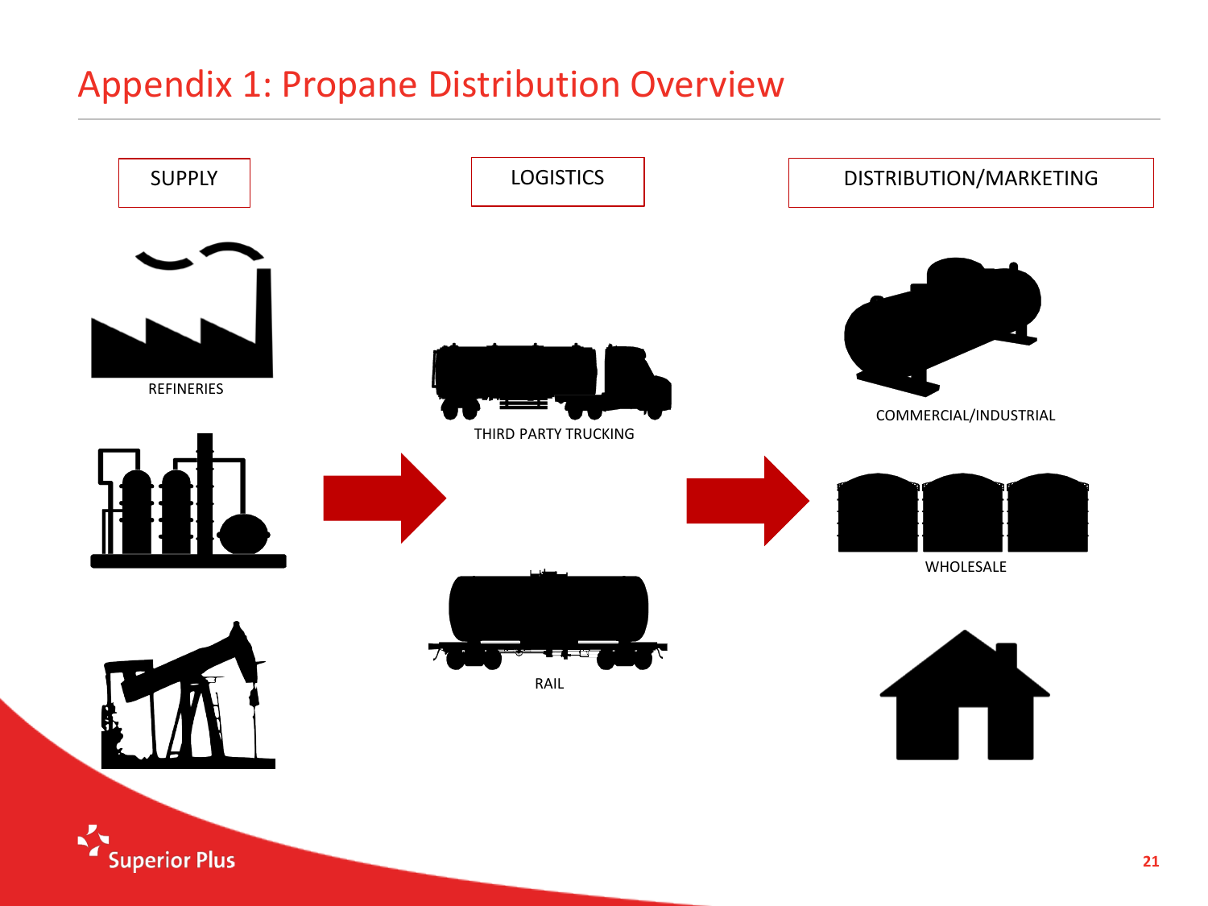# Appendix 1: Propane Distribution Overview

SUPPLY

LOGISTICS

DISTRIBUTION/MARKETING

REFINERIES

THIRD PARTY TRUCKING

RAIL

COMMERCIAL/INDUSTRIAL

WHOLESALE